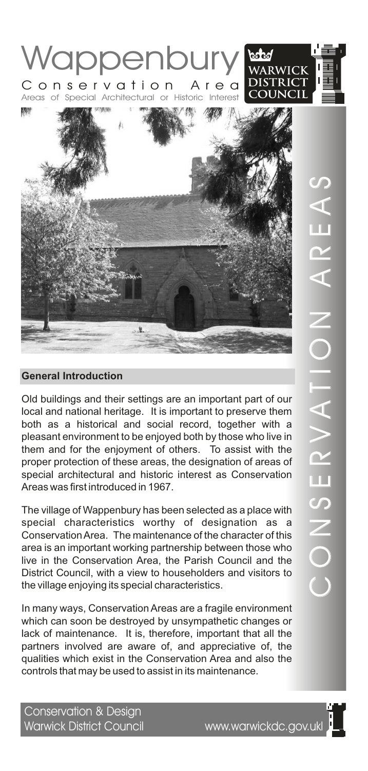# Wappenbury

## Conservation Area

Areas of Special Architectural or Historic Interest

WARWICK DISTRICT COUNCIL

CONSERVATION AREAS

### General Introduction

Old buildings and their settings are an important part of our local and national heritage. It is important to preserve them both as a historical and social record, together with a pleasant environment to be enjoyed both by those who live in them and for the enjoyment of others. To assist with the proper protection of these areas, the designation of areas of special architectural and historic interest as Conservation Areas was first introduced in 1967.

The village of Wappenbury has been selected as a place with special characteristics worthy of designation as a Conservation Area. The maintenance of the character of this area is an important working partnership between those who live in the Conservation Area, the Parish Council and the District Council, with a view to householders and visitors to the village enjoying its special characteristics.

In many ways, Conservation Areas are a fragile environment which can soon be destroyed by unsympathetic changes or lack of maintenance. It is, therefore, important that all the partners involved are aware of, and appreciative of, the qualities which exist in the Conservation Area and also the controls that may be used to assist in its maintenance.

Conservation & Design
Warwick District Council www.warwickdc.gov.uk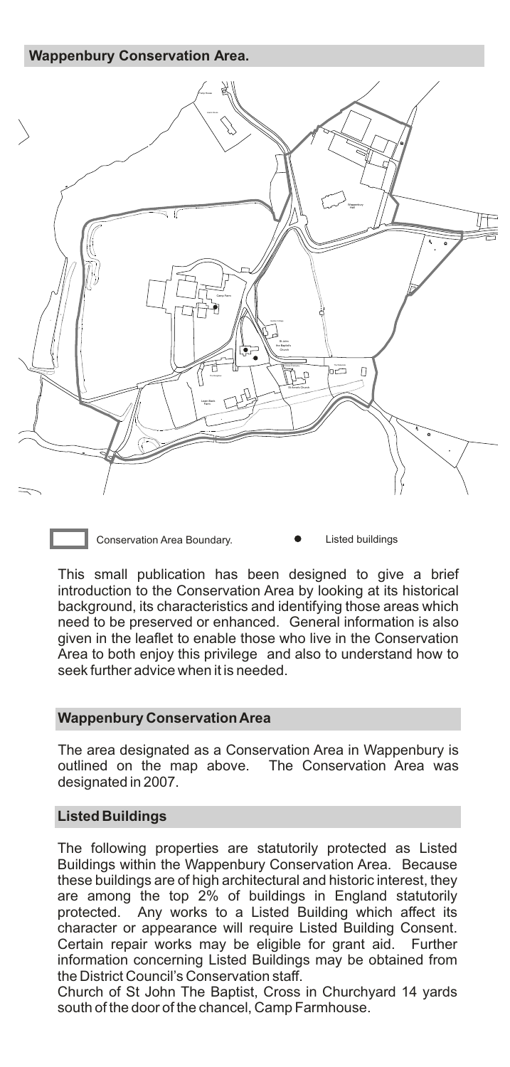## Wappenbury Conservation Area.

Conservation Area Boundary.

Listed buildings

This small publication has been designed to give a brief introduction to the Conservation Area by looking at its historical background, its characteristics and identifying those areas which need to be preserved or enhanced. General information is also given in the leaflet to enable those who live in the Conservation Area to both enjoy this privilege and also to understand how to seek further advice when it is needed.

## Wappenbury Conservation Area

The area designated as a Conservation Area in Wappenbury is outlined on the map above. The Conservation Area was designated in 2007.

## Listed Buildings

The following properties are statutorily protected as Listed Buildings within the Wappenbury Conservation Area. Because these buildings are of high architectural and historic interest, they are among the top 2% of buildings in England statutorily protected. Any works to a Listed Building which affect its character or appearance will require Listed Building Consent. Certain repair works may be eligible for grant aid. Further information concerning Listed Buildings may be obtained from the District Council's Conservation staff.

Church of St John The Baptist, Cross in Churchyard 14 yards south of the door of the chancel, Camp Farmhouse.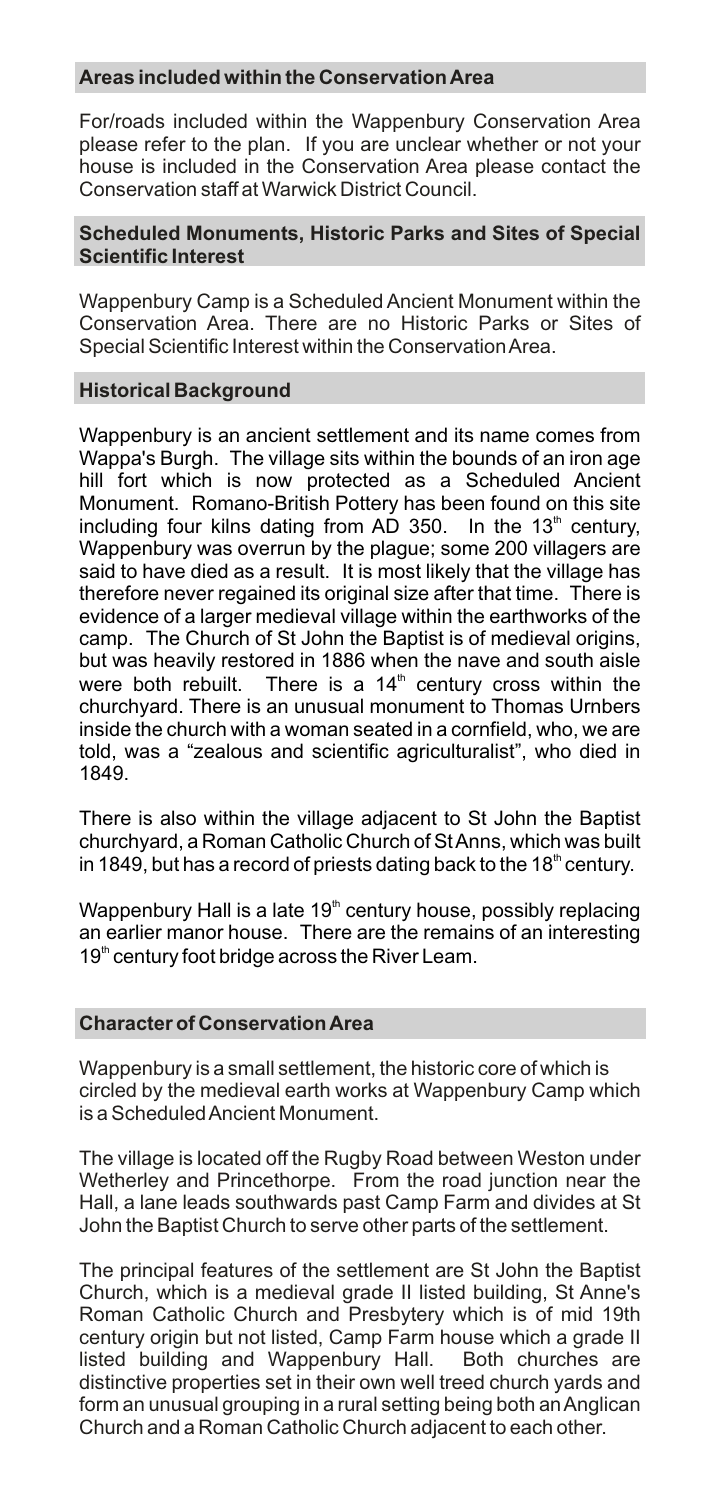## Areas included within the Conservation Area

For/roads included within the Wappenbury Conservation Area please refer to the plan. If you are unclear whether or not your house is included in the Conservation Area please contact the Conservation staff at Warwick District Council.

## Scheduled Monuments, Historic Parks and Sites of Special Scientific Interest

Wappenbury Camp is a Scheduled Ancient Monument within the Conservation Area. There are no Historic Parks or Sites of Special Scientific Interest within the Conservation Area.

## Historical Background

Wappenbury is an ancient settlement and its name comes from Wappa's Burgh. The village sits within the bounds of an iron age hill fort which is now protected as a Scheduled Ancient Monument. Romano-British Pottery has been found on this site including four kilns dating from AD 350. In the 13th century, Wappenbury was overrun by the plague; some 200 villagers are said to have died as a result. It is most likely that the village has therefore never regained its original size after that time. There is evidence of a larger medieval village within the earthworks of the camp. The Church of St John the Baptist is of medieval origins, but was heavily restored in 1886 when the nave and south aisle were both rebuilt. There is a 14th century cross within the churchyard. There is an unusual monument to Thomas Urnbers inside the church with a woman seated in a cornfield, who, we are told, was a "zealous and scientific agriculturalist", who died in 1849.

There is also within the village adjacent to St John the Baptist churchyard, a Roman Catholic Church of St Anns, which was built in 1849, but has a record of priests dating back to the 18th century.

Wappenbury Hall is a late 19th century house, possibly replacing an earlier manor house. There are the remains of an interesting 19th century foot bridge across the River Leam.

## Character of Conservation Area

Wappenbury is a small settlement, the historic core of which is circled by the medieval earth works at Wappenbury Camp which is a Scheduled Ancient Monument.

The village is located off the Rugby Road between Weston under Wetherley and Princethorpe. From the road junction near the Hall, a lane leads southwards past Camp Farm and divides at St John the Baptist Church to serve other parts of the settlement.

The principal features of the settlement are St John the Baptist Church, which is a medieval grade II listed building, St Anne's Roman Catholic Church and Presbytery which is of mid 19th century origin but not listed, Camp Farm house which a grade II listed building and Wappenbury Hall. Both churches are distinctive properties set in their own well treed church yards and form an unusual grouping in a rural setting being both an Anglican Church and a Roman Catholic Church adjacent to each other.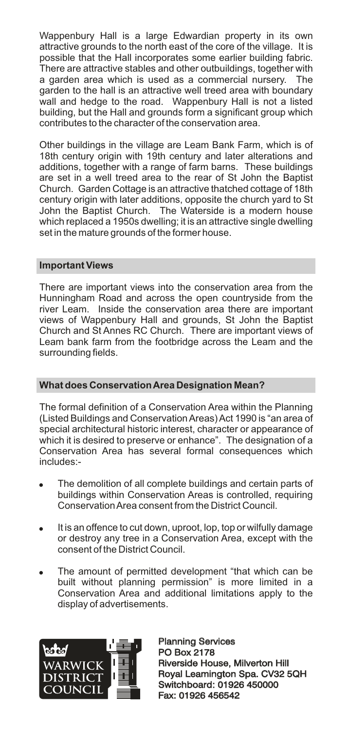Wappenbury Hall is a large Edwardian property in its own attractive grounds to the north east of the core of the village. It is possible that the Hall incorporates some earlier building fabric. There are attractive stables and other outbuildings, together with a garden area which is used as a commercial nursery. The garden to the hall is an attractive well treed area with boundary wall and hedge to the road. Wappenbury Hall is not a listed building, but the Hall and grounds form a significant group which contributes to the character of the conservation area.

Other buildings in the village are Leam Bank Farm, which is of 18th century origin with 19th century and later alterations and additions, together with a range of farm barns. These buildings are set in a well treed area to the rear of St John the Baptist Church. Garden Cottage is an attractive thatched cottage of 18th century origin with later additions, opposite the church yard to St John the Baptist Church. The Waterside is a modern house which replaced a 1950s dwelling; it is an attractive single dwelling set in the mature grounds of the former house.

## Important Views

There are important views into the conservation area from the Hunningham Road and across the open countryside from the river Leam. Inside the conservation area there are important views of Wappenbury Hall and grounds, St John the Baptist Church and St Annes RC Church. There are important views of Leam bank farm from the footbridge across the Leam and the surrounding fields.

## What does Conservation Area Designation Mean?

The formal definition of a Conservation Area within the Planning (Listed Buildings and Conservation Areas) Act 1990 is "an area of special architectural historic interest, character or appearance of which it is desired to preserve or enhance". The designation of a Conservation Area has several formal consequences which includes:-

- The demolition of all complete buildings and certain parts of buildings within Conservation Areas is controlled, requiring Conservation Area consent from the District Council.
- It is an offence to cut down, uproot, lop, top or wilfully damage or destroy any tree in a Conservation Area, except with the consent of the District Council.
- The amount of permitted development "that which can be built without planning permission" is more limited in a Conservation Area and additional limitations apply to the display of advertisements.

WARWICK DISTRICT COUNCIL

**Planning Services**
**PO Box 2178**
**Riverside House, Milverton Hill**
**Royal Leamington Spa. CV32 5QH**
**Switchboard: 01926 450000**
**Fax: 01926 456542**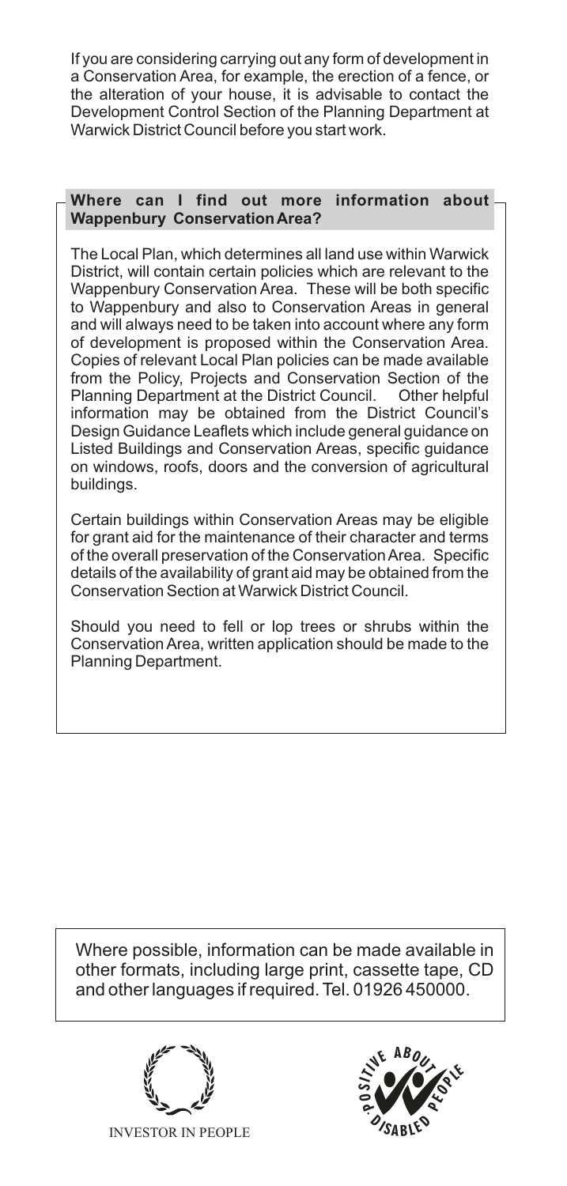If you are considering carrying out any form of development in a Conservation Area, for example, the erection of a fence, or the alteration of your house, it is advisable to contact the Development Control Section of the Planning Department at Warwick District Council before you start work.

## Where can I find out more information about Wappenbury Conservation Area?

The Local Plan, which determines all land use within Warwick District, will contain certain policies which are relevant to the Wappenbury Conservation Area. These will be both specific to Wappenbury and also to Conservation Areas in general and will always need to be taken into account where any form of development is proposed within the Conservation Area. Copies of relevant Local Plan policies can be made available from the Policy, Projects and Conservation Section of the Planning Department at the District Council. Other helpful information may be obtained from the District Council's Design Guidance Leaflets which include general guidance on Listed Buildings and Conservation Areas, specific guidance on windows, roofs, doors and the conversion of agricultural buildings.

Certain buildings within Conservation Areas may be eligible for grant aid for the maintenance of their character and terms of the overall preservation of the Conservation Area. Specific details of the availability of grant aid may be obtained from the Conservation Section at Warwick District Council.

Should you need to fell or lop trees or shrubs within the Conservation Area, written application should be made to the Planning Department.

Where possible, information can be made available in other formats, including large print, cassette tape, CD and other languages if required. Tel. 01926 450000.

INVESTOR IN PEOPLE

POSITIVE ABOUT DISABLED PEOPLE